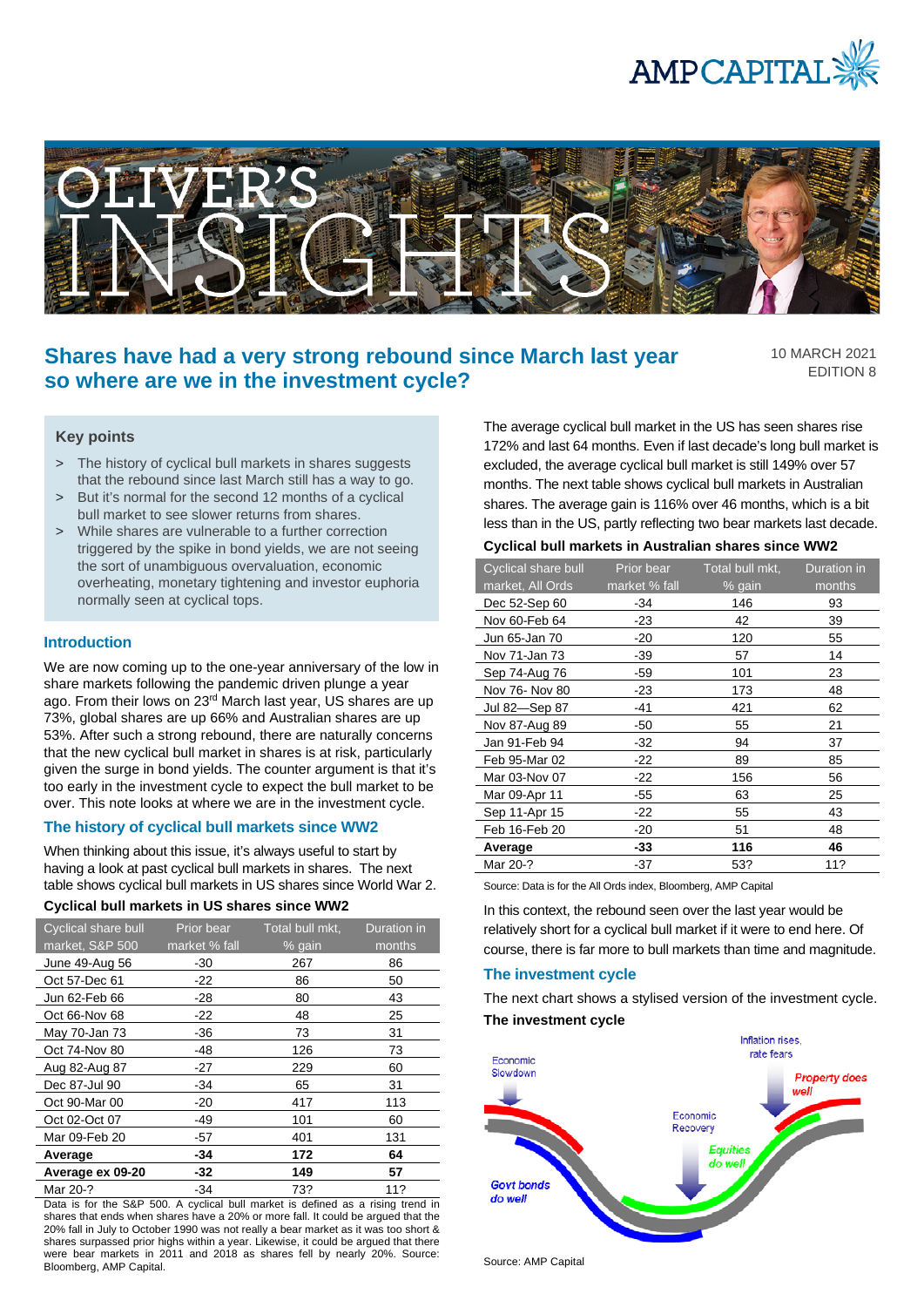# Shares have had a very strong rebound since March last year so where are we in the investment cycle?

10 MARCH 2021
EDITION 8

### Key points

- The history of cyclical bull markets in shares suggests that the rebound since last March still has a way to go.
- But it's normal for the second 12 months of a cyclical bull market to see slower returns from shares.
- While shares are vulnerable to a further correction triggered by the spike in bond yields, we are not seeing the sort of unambiguous overvaluation, economic overheating, monetary tightening and investor euphoria normally seen at cyclical tops.

## Introduction

We are now coming up to the one-year anniversary of the low in share markets following the pandemic driven plunge a year ago. From their lows on 23rd March last year, US shares are up 73%, global shares are up 66% and Australian shares are up 53%. After such a strong rebound, there are naturally concerns that the new cyclical bull market in shares is at risk, particularly given the surge in bond yields. The counter argument is that it's too early in the investment cycle to expect the bull market to be over. This note looks at where we are in the investment cycle.

## The history of cyclical bull markets since WW2

When thinking about this issue, it's always useful to start by having a look at past cyclical bull markets in shares. The next table shows cyclical bull markets in US shares since World War 2.

**Cyclical bull markets in US shares since WW2**

| Cyclical share bull market, S&P 500 | Prior bear market % fall | Total bull mkt, % gain | Duration in months |
|---|---|---|---|
| June 49-Aug 56 | -30 | 267 | 86 |
| Oct 57-Dec 61 | -22 | 86 | 50 |
| Jun 62-Feb 66 | -28 | 80 | 43 |
| Oct 66-Nov 68 | -22 | 48 | 25 |
| May 70-Jan 73 | -36 | 73 | 31 |
| Oct 74-Nov 80 | -48 | 126 | 73 |
| Aug 82-Aug 87 | -27 | 229 | 60 |
| Dec 87-Jul 90 | -34 | 65 | 31 |
| Oct 90-Mar 00 | -20 | 417 | 113 |
| Oct 02-Oct 07 | -49 | 101 | 60 |
| Mar 09-Feb 20 | -57 | 401 | 131 |
| **Average** | **-34** | **172** | **64** |
| **Average ex 09-20** | **-32** | **149** | **57** |
| Mar 20-? | -34 | 73? | 11? |

Data is for the S&P 500. A cyclical bull market is defined as a rising trend in shares that ends when shares have a 20% or more fall. It could be argued that the 20% fall in July to October 1990 was not really a bear market as it was too short & shares surpassed prior highs within a year. Likewise, it could be argued that there were bear markets in 2011 and 2018 as shares fell by nearly 20%. Source: Bloomberg, AMP Capital.

The average cyclical bull market in the US has seen shares rise 172% and last 64 months. Even if last decade's long bull market is excluded, the average cyclical bull market is still 149% over 57 months. The next table shows cyclical bull markets in Australian shares. The average gain is 116% over 46 months, which is a bit less than in the US, partly reflecting two bear markets last decade.

**Cyclical bull markets in Australian shares since WW2**

| Cyclical share bull market, All Ords | Prior bear market % fall | Total bull mkt, % gain | Duration in months |
|---|---|---|---|
| Dec 52-Sep 60 | -34 | 146 | 93 |
| Nov 60-Feb 64 | -23 | 42 | 39 |
| Jun 65-Jan 70 | -20 | 120 | 55 |
| Nov 71-Jan 73 | -39 | 57 | 14 |
| Sep 74-Aug 76 | -59 | 101 | 23 |
| Nov 76- Nov 80 | -23 | 173 | 48 |
| Jul 82—Sep 87 | -41 | 421 | 62 |
| Nov 87-Aug 89 | -50 | 55 | 21 |
| Jan 91-Feb 94 | -32 | 94 | 37 |
| Feb 95-Mar 02 | -22 | 89 | 85 |
| Mar 03-Nov 07 | -22 | 156 | 56 |
| Mar 09-Apr 11 | -55 | 63 | 25 |
| Sep 11-Apr 15 | -22 | 55 | 43 |
| Feb 16-Feb 20 | -20 | 51 | 48 |
| **Average** | **-33** | **116** | **46** |
| Mar 20-? | -37 | 53? | 11? |

Source: Data is for the All Ords index, Bloomberg, AMP Capital

In this context, the rebound seen over the last year would be relatively short for a cyclical bull market if it were to end here. Of course, there is far more to bull markets than time and magnitude.

## The investment cycle

The next chart shows a stylised version of the investment cycle.

**The investment cycle**

Inflation rises, rate fears
Economic Slowdown
Property does well
Economic Recovery
Equities do well
Govt bonds do well

Source: AMP Capital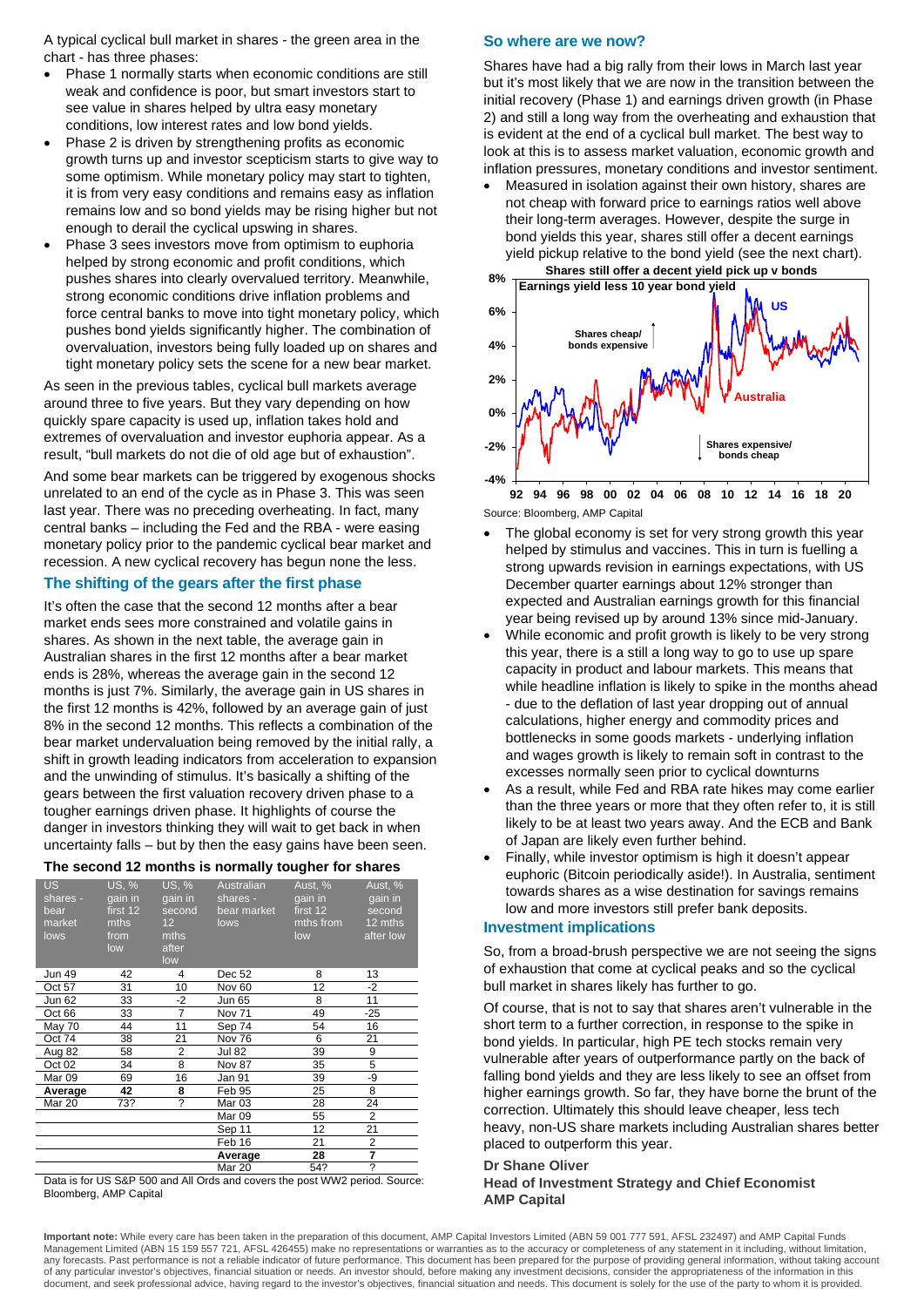A typical cyclical bull market in shares - the green area in the chart - has three phases:

- Phase 1 normally starts when economic conditions are still weak and confidence is poor, but smart investors start to see value in shares helped by ultra easy monetary conditions, low interest rates and low bond yields.
- Phase 2 is driven by strengthening profits as economic growth turns up and investor scepticism starts to give way to some optimism. While monetary policy may start to tighten, it is from very easy conditions and remains easy as inflation remains low and so bond yields may be rising higher but not enough to derail the cyclical upswing in shares.
- Phase 3 sees investors move from optimism to euphoria helped by strong economic and profit conditions, which pushes shares into clearly overvalued territory. Meanwhile, strong economic conditions drive inflation problems and force central banks to move into tight monetary policy, which pushes bond yields significantly higher. The combination of overvaluation, investors being fully loaded up on shares and tight monetary policy sets the scene for a new bear market.

As seen in the previous tables, cyclical bull markets average around three to five years. But they vary depending on how quickly spare capacity is used up, inflation takes hold and extremes of overvaluation and investor euphoria appear. As a result, "bull markets do not die of old age but of exhaustion".

And some bear markets can be triggered by exogenous shocks unrelated to an end of the cycle as in Phase 3. This was seen last year. There was no preceding overheating. In fact, many central banks – including the Fed and the RBA - were easing monetary policy prior to the pandemic cyclical bear market and recession. A new cyclical recovery has begun none the less.

## The shifting of the gears after the first phase

It's often the case that the second 12 months after a bear market ends sees more constrained and volatile gains in shares. As shown in the next table, the average gain in Australian shares in the first 12 months after a bear market ends is 28%, whereas the average gain in the second 12 months is just 7%. Similarly, the average gain in US shares in the first 12 months is 42%, followed by an average gain of just 8% in the second 12 months. This reflects a combination of the bear market undervaluation being removed by the initial rally, a shift in growth leading indicators from acceleration to expansion and the unwinding of stimulus. It's basically a shifting of the gears between the first valuation recovery driven phase to a tougher earnings driven phase. It highlights of course the danger in investors thinking they will wait to get back in when uncertainty falls – but by then the easy gains have been seen.

**The second 12 months is normally tougher for shares**

| US shares - bear market lows | US, % gain in first 12 mths from low | US, % gain in second 12 mths after low | Australian shares - bear market lows | Aust, % gain in first 12 mths from low | Aust, % gain in second 12 mths after low |
|---|---|---|---|---|---|
| Jun 49 | 42 | 4 | Dec 52 | 8 | 13 |
| Oct 57 | 31 | 10 | Nov 60 | 12 | -2 |
| Jun 62 | 33 | -2 | Jun 65 | 8 | 11 |
| Oct 66 | 33 | 7 | Nov 71 | 49 | -25 |
| May 70 | 44 | 11 | Sep 74 | 54 | 16 |
| Oct 74 | 38 | 21 | Nov 76 | 6 | 21 |
| Aug 82 | 58 | 2 | Jul 82 | 39 | 9 |
| Oct 02 | 34 | 8 | Nov 87 | 35 | 5 |
| Mar 09 | 69 | 16 | Jan 91 | 39 | -9 |
| **Average** | **42** | **8** | Feb 95 | 25 | 8 |
| Mar 20 | 73? | ? | Mar 03 | 28 | 24 |
| | | | Mar 09 | 55 | 2 |
| | | | Sep 11 | 12 | 21 |
| | | | Feb 16 | 21 | 2 |
| | | | **Average** | **28** | **7** |
| | | | Mar 20 | 54? | ? |

Data is for US S&P 500 and All Ords and covers the post WW2 period. Source: Bloomberg, AMP Capital

## So where are we now?

Shares have had a big rally from their lows in March last year but it's most likely that we are now in the transition between the initial recovery (Phase 1) and earnings driven growth (in Phase 2) and still a long way from the overheating and exhaustion that is evident at the end of a cyclical bull market. The best way to look at this is to assess market valuation, economic growth and inflation pressures, monetary conditions and investor sentiment.

- Measured in isolation against their own history, shares are not cheap with forward price to earnings ratios well above their long-term averages. However, despite the surge in bond yields this year, shares still offer a decent earnings yield pickup relative to the bond yield (see the next chart).

**Shares still offer a decent yield pick up v bonds**

Earnings yield less 10 year bond yield

8%, 6%, 4%, 2%, 0%, -2%, -4%

Shares cheap/ bonds expensive

Shares expensive/ bonds cheap

US

Australia

92 94 96 98 00 02 04 06 08 10 12 14 16 18 20

Source: Bloomberg, AMP Capital

- The global economy is set for very strong growth this year helped by stimulus and vaccines. This in turn is fuelling a strong upwards revision in earnings expectations, with US December quarter earnings about 12% stronger than expected and Australian earnings growth for this financial year being revised up by around 13% since mid-January.
- While economic and profit growth is likely to be very strong this year, there is a still a long way to go to use up spare capacity in product and labour markets. This means that while headline inflation is likely to spike in the months ahead - due to the deflation of last year dropping out of annual calculations, higher energy and commodity prices and bottlenecks in some goods markets - underlying inflation and wages growth is likely to remain soft in contrast to the excesses normally seen prior to cyclical downturns
- As a result, while Fed and RBA rate hikes may come earlier than the three years or more that they often refer to, it is still likely to be at least two years away. And the ECB and Bank of Japan are likely even further behind.
- Finally, while investor optimism is high it doesn't appear euphoric (Bitcoin periodically aside!). In Australia, sentiment towards shares as a wise destination for savings remains low and more investors still prefer bank deposits.

## Investment implications

So, from a broad-brush perspective we are not seeing the signs of exhaustion that come at cyclical peaks and so the cyclical bull market in shares likely has further to go.

Of course, that is not to say that shares aren't vulnerable in the short term to a further correction, in response to the spike in bond yields. In particular, high PE tech stocks remain very vulnerable after years of outperformance partly on the back of falling bond yields and they are less likely to see an offset from higher earnings growth. So far, they have borne the brunt of the correction. Ultimately this should leave cheaper, less tech heavy, non-US share markets including Australian shares better placed to outperform this year.

**Dr Shane Oliver**
**Head of Investment Strategy and Chief Economist**
**AMP Capital**

**Important note:** While every care has been taken in the preparation of this document, AMP Capital Investors Limited (ABN 59 001 777 591, AFSL 232497) and AMP Capital Funds Management Limited (ABN 15 159 557 721, AFSL 426455) make no representations or warranties as to the accuracy or completeness of any statement in it including, without limitation, any forecasts. Past performance is not a reliable indicator of future performance. This document has been prepared for the purpose of providing general information, without taking account of any particular investor's objectives, financial situation or needs. An investor should, before making any investment decisions, consider the appropriateness of the information in this document, and seek professional advice, having regard to the investor's objectives, financial situation and needs. This document is solely for the use of the party to whom it is provided.